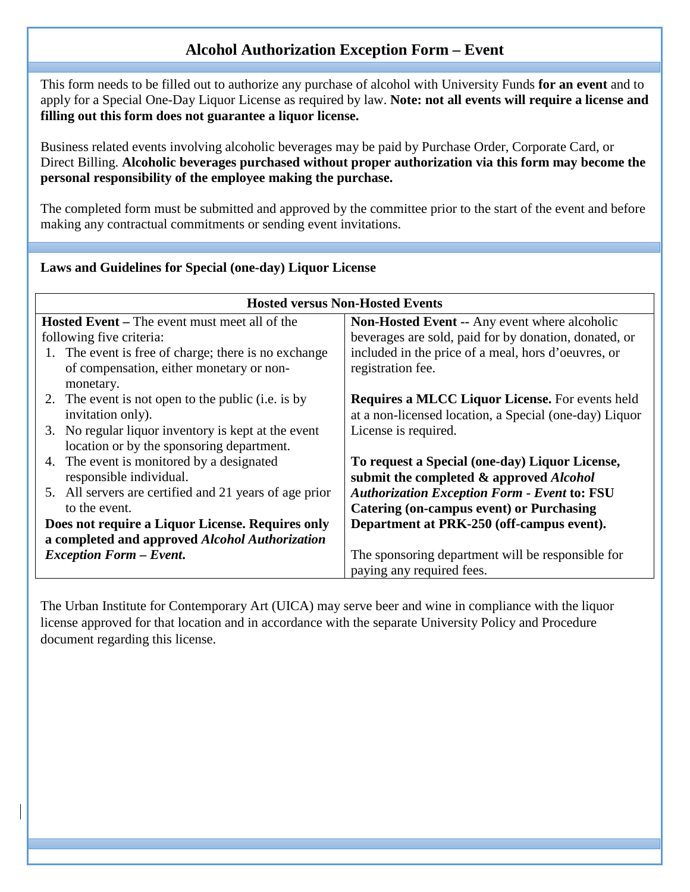# Alcohol Authorization Exception Form – Event

This form needs to be filled out to authorize any purchase of alcohol with University Funds **for an event** and to apply for a Special One-Day Liquor License as required by law. **Note: not all events will require a license and filling out this form does not guarantee a liquor license.**

Business related events involving alcoholic beverages may be paid by Purchase Order, Corporate Card, or Direct Billing. **Alcoholic beverages purchased without proper authorization via this form may become the personal responsibility of the employee making the purchase.**

The completed form must be submitted and approved by the committee prior to the start of the event and before making any contractual commitments or sending event invitations.

**Laws and Guidelines for Special (one-day) Liquor License**

| **Hosted versus Non-Hosted Events** | |
|---|---|
| **Hosted Event –** The event must meet all of the following five criteria:<br>1. The event is free of charge; there is no exchange of compensation, either monetary or non-monetary.<br>2. The event is not open to the public (i.e. is by invitation only).<br>3. No regular liquor inventory is kept at the event location or by the sponsoring department.<br>4. The event is monitored by a designated responsible individual.<br>5. All servers are certified and 21 years of age prior to the event.<br>**Does not require a Liquor License. Requires only a completed and approved *Alcohol Authorization Exception Form – Event*.** | **Non-Hosted Event --** Any event where alcoholic beverages are sold, paid for by donation, donated, or included in the price of a meal, hors d'oeuvres, or registration fee.<br><br>**Requires a MLCC Liquor License.** For events held at a non-licensed location, a Special (one-day) Liquor License is required.<br><br>**To request a Special (one-day) Liquor License, submit the completed & approved *Alcohol Authorization Exception Form - Event* to: FSU Catering (on-campus event) or Purchasing Department at PRK-250 (off-campus event).**<br><br>The sponsoring department will be responsible for paying any required fees. |

The Urban Institute for Contemporary Art (UICA) may serve beer and wine in compliance with the liquor license approved for that location and in accordance with the separate University Policy and Procedure document regarding this license.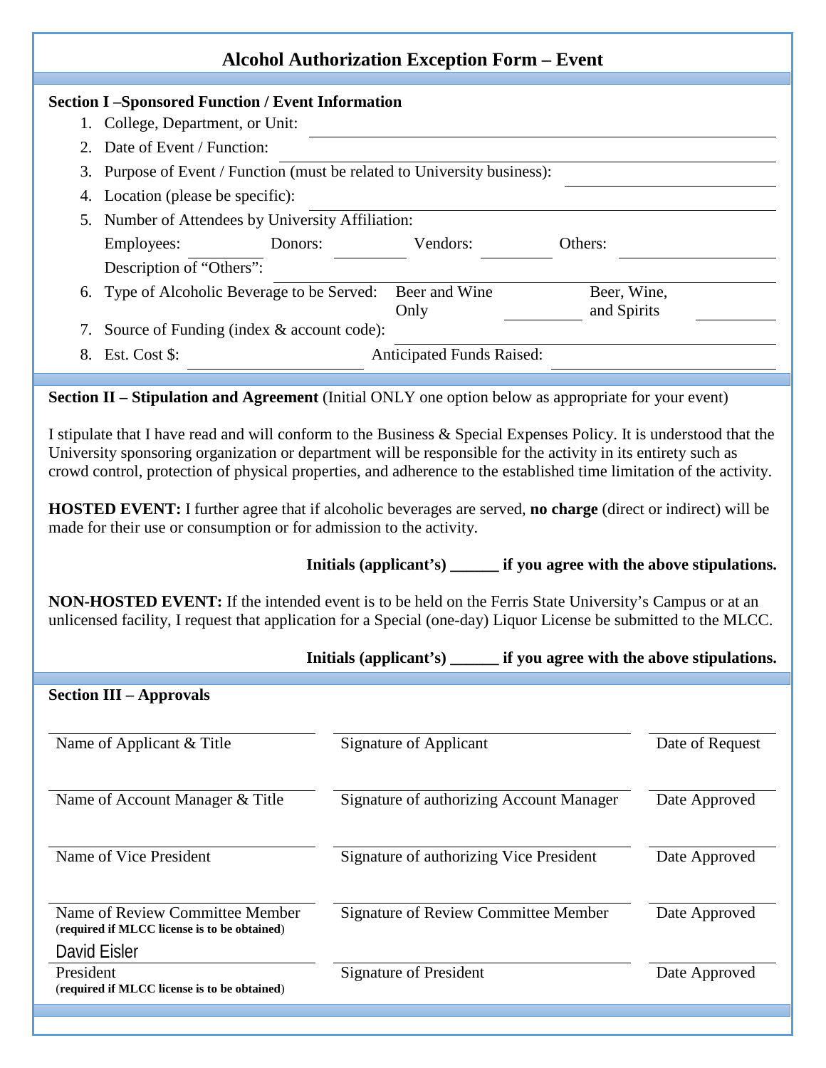## Alcohol Authorization Exception Form – Event

**Section I –Sponsored Function / Event Information**

1. College, Department, or Unit: ____________________
2. Date of Event / Function: ____________________
3. Purpose of Event / Function (must be related to University business): ____________________
4. Location (please be specific): ____________________
5. Number of Attendees by University Affiliation:

   Employees: ________ Donors: ________ Vendors: ________ Others: ________

   Description of "Others": ____________________
6. Type of Alcoholic Beverage to be Served: Beer and Wine Only ________ Beer, Wine, and Spirits ________
7. Source of Funding (index & account code): ____________________
8. Est. Cost $: ____________________ Anticipated Funds Raised: ____________________

**Section II – Stipulation and Agreement** (Initial ONLY one option below as appropriate for your event)

I stipulate that I have read and will conform to the Business & Special Expenses Policy. It is understood that the University sponsoring organization or department will be responsible for the activity in its entirety such as crowd control, protection of physical properties, and adherence to the established time limitation of the activity.

**HOSTED EVENT:** I further agree that if alcoholic beverages are served, **no charge** (direct or indirect) will be made for their use or consumption or for admission to the activity.

**Initials (applicant's) ______ if you agree with the above stipulations.**

**NON-HOSTED EVENT:** If the intended event is to be held on the Ferris State University's Campus or at an unlicensed facility, I request that application for a Special (one-day) Liquor License be submitted to the MLCC.

**Initials (applicant's) ______ if you agree with the above stipulations.**

**Section III – Approvals**

| | | |
|---|---|---|
| Name of Applicant & Title | Signature of Applicant | Date of Request |
| Name of Account Manager & Title | Signature of authorizing Account Manager | Date Approved |
| Name of Vice President | Signature of authorizing Vice President | Date Approved |
| Name of Review Committee Member (**required if MLCC license is to be obtained**) | Signature of Review Committee Member | Date Approved |
| David Eisler<br>President (**required if MLCC license is to be obtained**) | Signature of President | Date Approved |